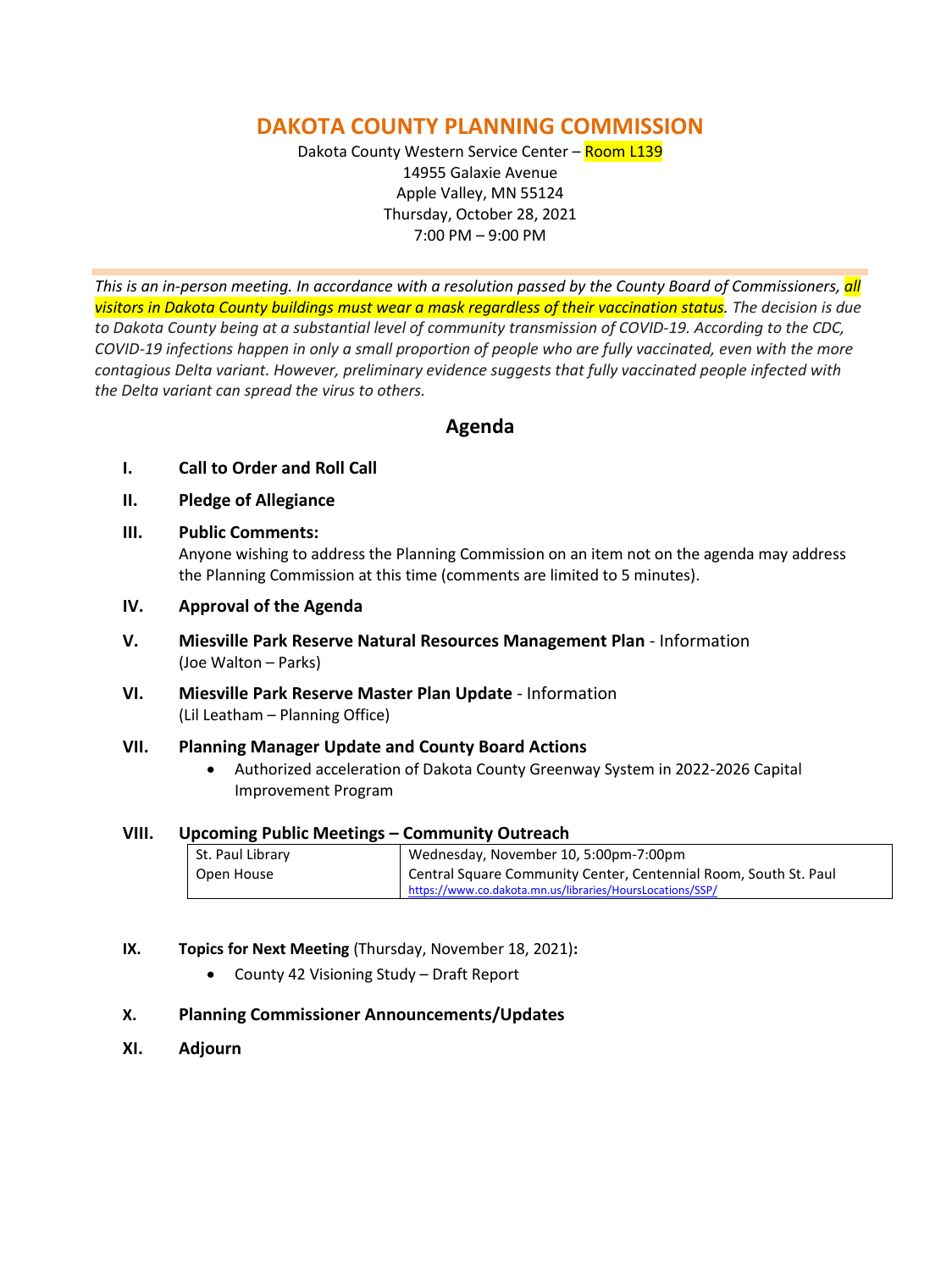# DAKOTA COUNTY PLANNING COMMISSION

Dakota County Western Service Center – Room L139
14955 Galaxie Avenue
Apple Valley, MN 55124
Thursday, October 28, 2021
7:00 PM – 9:00 PM

*This is an in-person meeting. In accordance with a resolution passed by the County Board of Commissioners, all visitors in Dakota County buildings must wear a mask regardless of their vaccination status. The decision is due to Dakota County being at a substantial level of community transmission of COVID-19. According to the CDC, COVID-19 infections happen in only a small proportion of people who are fully vaccinated, even with the more contagious Delta variant. However, preliminary evidence suggests that fully vaccinated people infected with the Delta variant can spread the virus to others.*

## Agenda

**I. Call to Order and Roll Call**

**II. Pledge of Allegiance**

**III. Public Comments:**
Anyone wishing to address the Planning Commission on an item not on the agenda may address the Planning Commission at this time (comments are limited to 5 minutes).

**IV. Approval of the Agenda**

**V. Miesville Park Reserve Natural Resources Management Plan** - Information
(Joe Walton – Parks)

**VI. Miesville Park Reserve Master Plan Update** - Information
(Lil Leatham – Planning Office)

**VII. Planning Manager Update and County Board Actions**

- Authorized acceleration of Dakota County Greenway System in 2022-2026 Capital Improvement Program

**VIII. Upcoming Public Meetings – Community Outreach**

| | |
|---|---|
| St. Paul Library Open House | Wednesday, November 10, 5:00pm-7:00pm<br>Central Square Community Center, Centennial Room, South St. Paul<br>https://www.co.dakota.mn.us/libraries/HoursLocations/SSP/ |

**IX. Topics for Next Meeting** (Thursday, November 18, 2021)**:**

- County 42 Visioning Study – Draft Report

**X. Planning Commissioner Announcements/Updates**

**XI. Adjourn**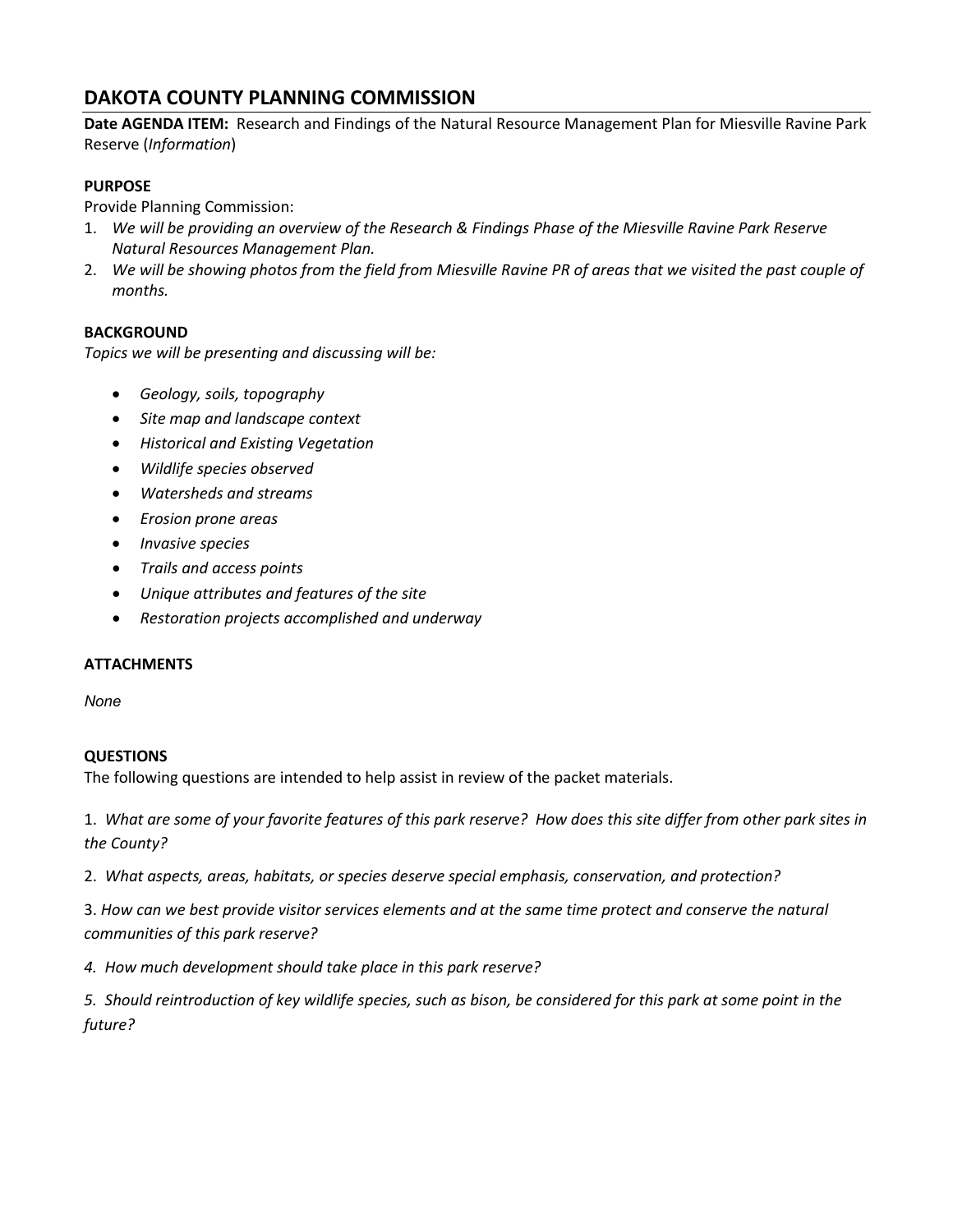# DAKOTA COUNTY PLANNING COMMISSION

**Date AGENDA ITEM:** Research and Findings of the Natural Resource Management Plan for Miesville Ravine Park Reserve (*Information*)

**PURPOSE**

Provide Planning Commission:

1. *We will be providing an overview of the Research & Findings Phase of the Miesville Ravine Park Reserve Natural Resources Management Plan.*
2. *We will be showing photos from the field from Miesville Ravine PR of areas that we visited the past couple of months.*

**BACKGROUND**

*Topics we will be presenting and discussing will be:*

- *Geology, soils, topography*
- *Site map and landscape context*
- *Historical and Existing Vegetation*
- *Wildlife species observed*
- *Watersheds and streams*
- *Erosion prone areas*
- *Invasive species*
- *Trails and access points*
- *Unique attributes and features of the site*
- *Restoration projects accomplished and underway*

**ATTACHMENTS**

*None*

**QUESTIONS**

The following questions are intended to help assist in review of the packet materials.

1. *What are some of your favorite features of this park reserve? How does this site differ from other park sites in the County?*

2. *What aspects, areas, habitats, or species deserve special emphasis, conservation, and protection?*

3. *How can we best provide visitor services elements and at the same time protect and conserve the natural communities of this park reserve?*

4. *How much development should take place in this park reserve?*

5. *Should reintroduction of key wildlife species, such as bison, be considered for this park at some point in the future?*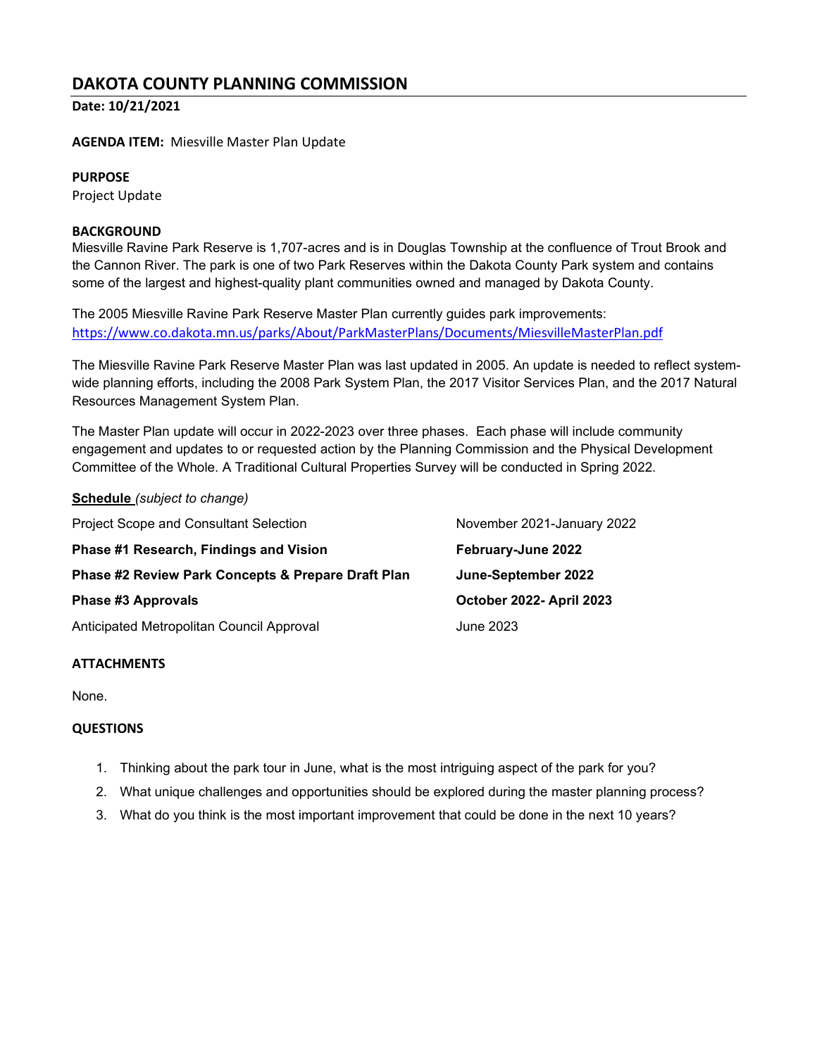# DAKOTA COUNTY PLANNING COMMISSION

**Date: 10/21/2021**

**AGENDA ITEM:** Miesville Master Plan Update

**PURPOSE**

Project Update

**BACKGROUND**

Miesville Ravine Park Reserve is 1,707-acres and is in Douglas Township at the confluence of Trout Brook and the Cannon River. The park is one of two Park Reserves within the Dakota County Park system and contains some of the largest and highest-quality plant communities owned and managed by Dakota County.

The 2005 Miesville Ravine Park Reserve Master Plan currently guides park improvements:
https://www.co.dakota.mn.us/parks/About/ParkMasterPlans/Documents/MiesvilleMasterPlan.pdf

The Miesville Ravine Park Reserve Master Plan was last updated in 2005. An update is needed to reflect system-wide planning efforts, including the 2008 Park System Plan, the 2017 Visitor Services Plan, and the 2017 Natural Resources Management System Plan.

The Master Plan update will occur in 2022-2023 over three phases. Each phase will include community engagement and updates to or requested action by the Planning Commission and the Physical Development Committee of the Whole. A Traditional Cultural Properties Survey will be conducted in Spring 2022.

**Schedule** *(subject to change)*

| | |
|---|---|
| Project Scope and Consultant Selection | November 2021-January 2022 |
| **Phase #1 Research, Findings and Vision** | **February-June 2022** |
| **Phase #2 Review Park Concepts & Prepare Draft Plan** | **June-September 2022** |
| **Phase #3 Approvals** | **October 2022- April 2023** |
| Anticipated Metropolitan Council Approval | June 2023 |

**ATTACHMENTS**

None.

**QUESTIONS**

1. Thinking about the park tour in June, what is the most intriguing aspect of the park for you?
2. What unique challenges and opportunities should be explored during the master planning process?
3. What do you think is the most important improvement that could be done in the next 10 years?